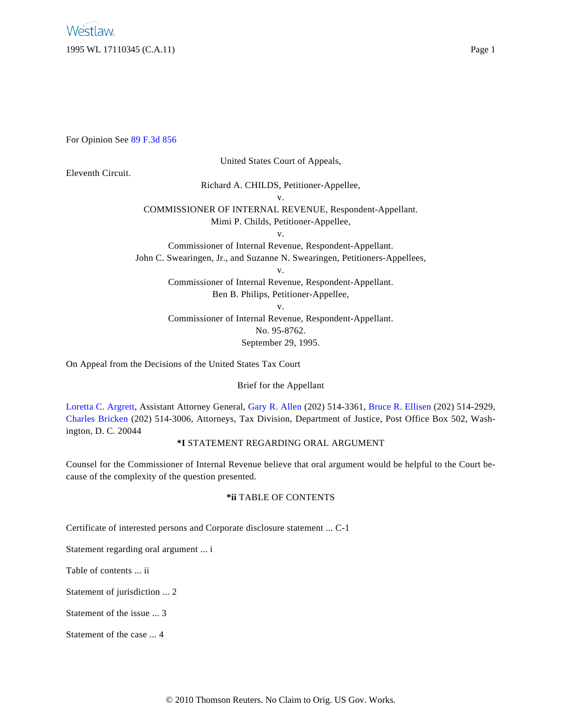For Opinion See 89 F.3d 856

United States Court of Appeals,

Eleventh Circuit.

Richard A. CHILDS, Petitioner-Appellee,

v.

COMMISSIONER OF INTERNAL REVENUE, Respondent-Appellant.

Mimi P. Childs, Petitioner-Appellee,

v.

Commissioner of Internal Revenue, Respondent-Appellant.

John C. Swearingen, Jr., and Suzanne N. Swearingen, Petitioners-Appellees,

v.

Commissioner of Internal Revenue, Respondent-Appellant.

Ben B. Philips, Petitioner-Appellee,

v.

Commissioner of Internal Revenue, Respondent-Appellant.

No. 95-8762.

September 29, 1995.

On Appeal from the Decisions of the United States Tax Court

Brief for the Appellant

Loretta C. Argrett, Assistant Attorney General, Gary R. Allen (202) 514-3361, Bruce R. Ellisen (202) 514-2929, Charles Bricken (202) 514-3006, Attorneys, Tax Division, Department of Justice, Post Office Box 502, Washington, D. C. 20044

**\*I** STATEMENT REGARDING ORAL ARGUMENT

Counsel for the Commissioner of Internal Revenue believe that oral argument would be helpful to the Court because of the complexity of the question presented.

**\*ii** TABLE OF CONTENTS

Certificate of interested persons and Corporate disclosure statement ... C-1

Statement regarding oral argument ... i

Table of contents ... ii

Statement of jurisdiction ... 2

Statement of the issue ... 3

Statement of the case ... 4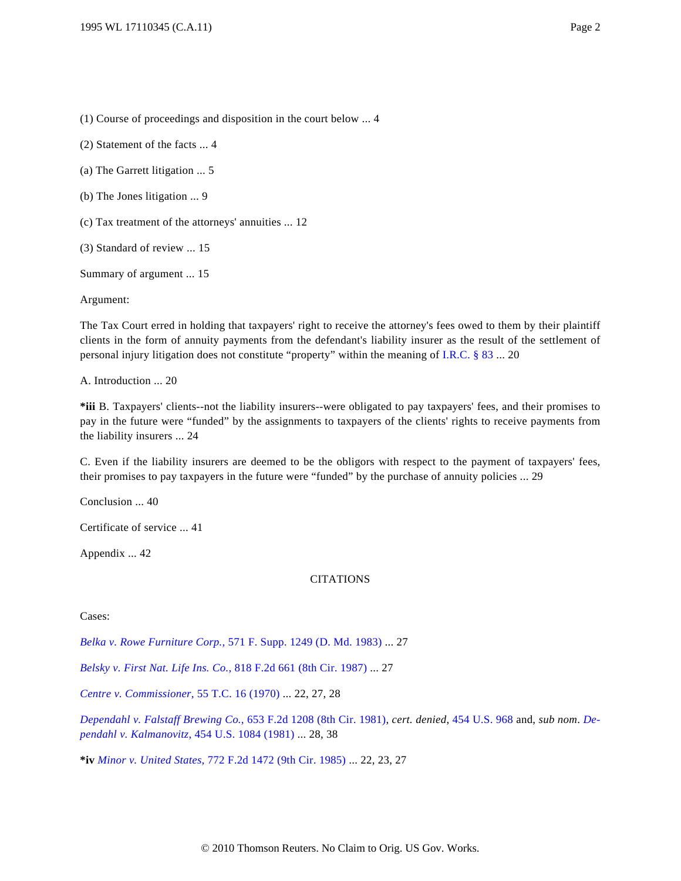(1) Course of proceedings and disposition in the court below ... 4

(2) Statement of the facts ... 4

(a) The Garrett litigation ... 5

(b) The Jones litigation ... 9

(c) Tax treatment of the attorneys' annuities ... 12

(3) Standard of review ... 15

Summary of argument ... 15

Argument:

The Tax Court erred in holding that taxpayers' right to receive the attorney's fees owed to them by their plaintiff clients in the form of annuity payments from the defendant's liability insurer as the result of the settlement of personal injury litigation does not constitute "property" within the meaning of I.R.C. § 83 ... 20

A. Introduction ... 20

**\*iii** B. Taxpayers' clients--not the liability insurers--were obligated to pay taxpayers' fees, and their promises to pay in the future were "funded" by the assignments to taxpayers of the clients' rights to receive payments from the liability insurers ... 24

C. Even if the liability insurers are deemed to be the obligors with respect to the payment of taxpayers' fees, their promises to pay taxpayers in the future were "funded" by the purchase of annuity policies ... 29

Conclusion ... 40

Certificate of service ... 41

Appendix ... 42

CITATIONS

Cases:

*Belka v. Rowe Furniture Corp.,* 571 F. Supp. 1249 (D. Md. 1983) ... 27

*Belsky v. First Nat. Life Ins. Co.,* 818 F.2d 661 (8th Cir. 1987) ... 27

*Centre v. Commissioner,* 55 T.C. 16 (1970) ... 22, 27, 28

*Dependahl v. Falstaff Brewing Co.,* 653 F.2d 1208 (8th Cir. 1981), *cert. denied,* 454 U.S. 968 and, *sub nom. Dependahl v. Kalmanovitz,* 454 U.S. 1084 (1981) ... 28, 38

**\*iv** *Minor v. United States,* 772 F.2d 1472 (9th Cir. 1985) ... 22, 23, 27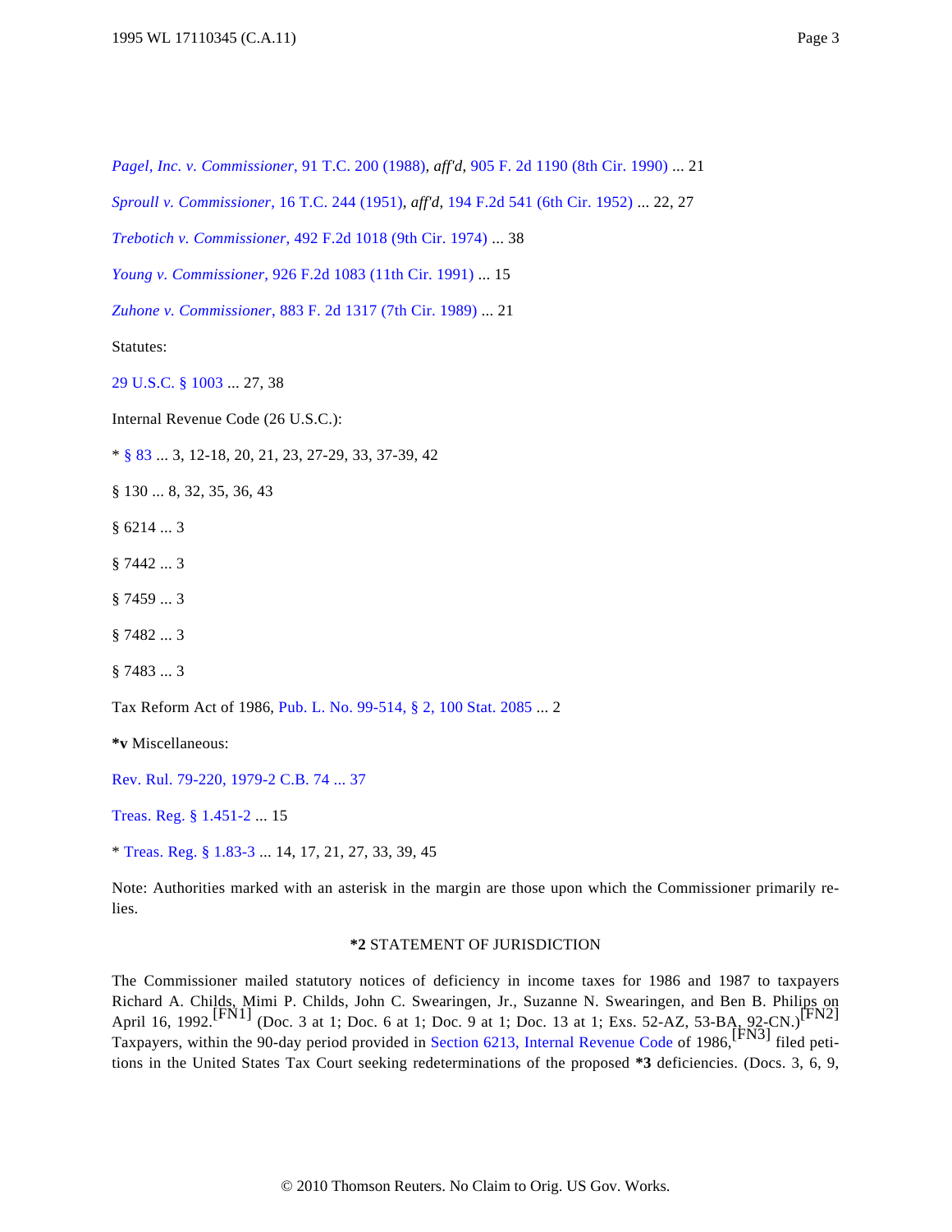*Pagel, Inc. v. Commissioner*, 91 T.C. 200 (1988), *aff'd*, 905 F. 2d 1190 (8th Cir. 1990) ... 21

*Sproull v. Commissioner*, 16 T.C. 244 (1951), *aff'd*, 194 F.2d 541 (6th Cir. 1952) ... 22, 27

*Trebotich v. Commissioner*, 492 F.2d 1018 (9th Cir. 1974) ... 38

*Young v. Commissioner*, 926 F.2d 1083 (11th Cir. 1991) ... 15

*Zuhone v. Commissioner*, 883 F. 2d 1317 (7th Cir. 1989) ... 21

Statutes:

29 U.S.C. § 1003 ... 27, 38

Internal Revenue Code (26 U.S.C.):

* § 83 ... 3, 12-18, 20, 21, 23, 27-29, 33, 37-39, 42

§ 130 ... 8, 32, 35, 36, 43

§ 6214 ... 3

§ 7442 ... 3

§ 7459 ... 3

§ 7482 ... 3

§ 7483 ... 3

Tax Reform Act of 1986, Pub. L. No. 99-514, § 2, 100 Stat. 2085 ... 2

**\*v** Miscellaneous:

Rev. Rul. 79-220, 1979-2 C.B. 74 ... 37

Treas. Reg. § 1.451-2 ... 15

* Treas. Reg. § 1.83-3 ... 14, 17, 21, 27, 33, 39, 45

Note: Authorities marked with an asterisk in the margin are those upon which the Commissioner primarily relies.

**\*2** STATEMENT OF JURISDICTION

The Commissioner mailed statutory notices of deficiency in income taxes for 1986 and 1987 to taxpayers Richard A. Childs, Mimi P. Childs, John C. Swearingen, Jr., Suzanne N. Swearingen, and Ben B. Philips on April 16, 1992.[FN1] (Doc. 3 at 1; Doc. 6 at 1; Doc. 9 at 1; Doc. 13 at 1; Exs. 52-AZ, 53-BA, 92-CN.)[FN2] Taxpayers, within the 90-day period provided in Section 6213, Internal Revenue Code of 1986,[FN3] filed petitions in the United States Tax Court seeking redeterminations of the proposed **\*3** deficiencies. (Docs. 3, 6, 9,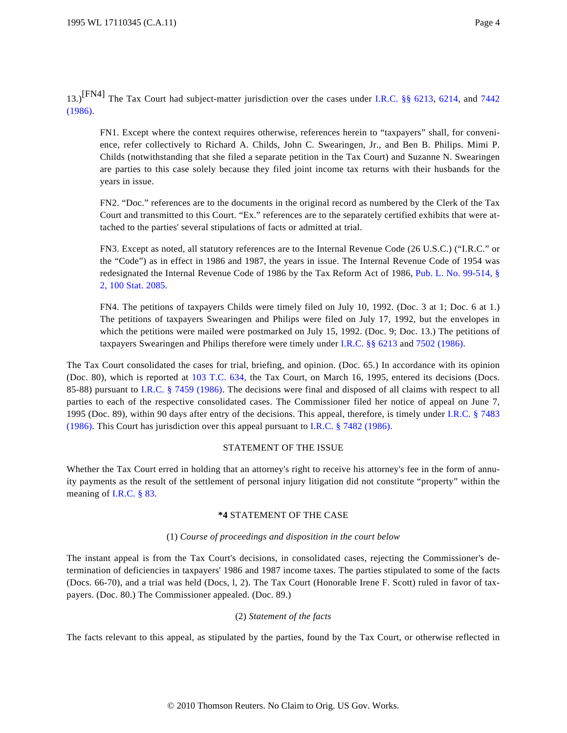13.)[FN4] The Tax Court had subject-matter jurisdiction over the cases under I.R.C. §§ 6213, 6214, and 7442 (1986).

> FN1. Except where the context requires otherwise, references herein to "taxpayers" shall, for convenience, refer collectively to Richard A. Childs, John C. Swearingen, Jr., and Ben B. Philips. Mimi P. Childs (notwithstanding that she filed a separate petition in the Tax Court) and Suzanne N. Swearingen are parties to this case solely because they filed joint income tax returns with their husbands for the years in issue.
>
> FN2. "Doc." references are to the documents in the original record as numbered by the Clerk of the Tax Court and transmitted to this Court. "Ex." references are to the separately certified exhibits that were attached to the parties' several stipulations of facts or admitted at trial.
>
> FN3. Except as noted, all statutory references are to the Internal Revenue Code (26 U.S.C.) ("I.R.C." or the "Code") as in effect in 1986 and 1987, the years in issue. The Internal Revenue Code of 1954 was redesignated the Internal Revenue Code of 1986 by the Tax Reform Act of 1986, Pub. L. No. 99-514, § 2, 100 Stat. 2085.
>
> FN4. The petitions of taxpayers Childs were timely filed on July 10, 1992. (Doc. 3 at 1; Doc. 6 at 1.) The petitions of taxpayers Swearingen and Philips were filed on July 17, 1992, but the envelopes in which the petitions were mailed were postmarked on July 15, 1992. (Doc. 9; Doc. 13.) The petitions of taxpayers Swearingen and Philips therefore were timely under I.R.C. §§ 6213 and 7502 (1986).

The Tax Court consolidated the cases for trial, briefing, and opinion. (Doc. 65.) In accordance with its opinion (Doc. 80), which is reported at 103 T.C. 634, the Tax Court, on March 16, 1995, entered its decisions (Docs. 85-88) pursuant to I.R.C. § 7459 (1986). The decisions were final and disposed of all claims with respect to all parties to each of the respective consolidated cases. The Commissioner filed her notice of appeal on June 7, 1995 (Doc. 89), within 90 days after entry of the decisions. This appeal, therefore, is timely under I.R.C. § 7483 (1986). This Court has jurisdiction over this appeal pursuant to I.R.C. § 7482 (1986).

## STATEMENT OF THE ISSUE

Whether the Tax Court erred in holding that an attorney's right to receive his attorney's fee in the form of annuity payments as the result of the settlement of personal injury litigation did not constitute "property" within the meaning of I.R.C. § 83.

## **\*4** STATEMENT OF THE CASE

### (1) *Course of proceedings and disposition in the court below*

The instant appeal is from the Tax Court's decisions, in consolidated cases, rejecting the Commissioner's determination of deficiencies in taxpayers' 1986 and 1987 income taxes. The parties stipulated to some of the facts (Docs. 66-70), and a trial was held (Docs, l, 2). The Tax Court (Honorable Irene F. Scott) ruled in favor of taxpayers. (Doc. 80.) The Commissioner appealed. (Doc. 89.)

### (2) *Statement of the facts*

The facts relevant to this appeal, as stipulated by the parties, found by the Tax Court, or otherwise reflected in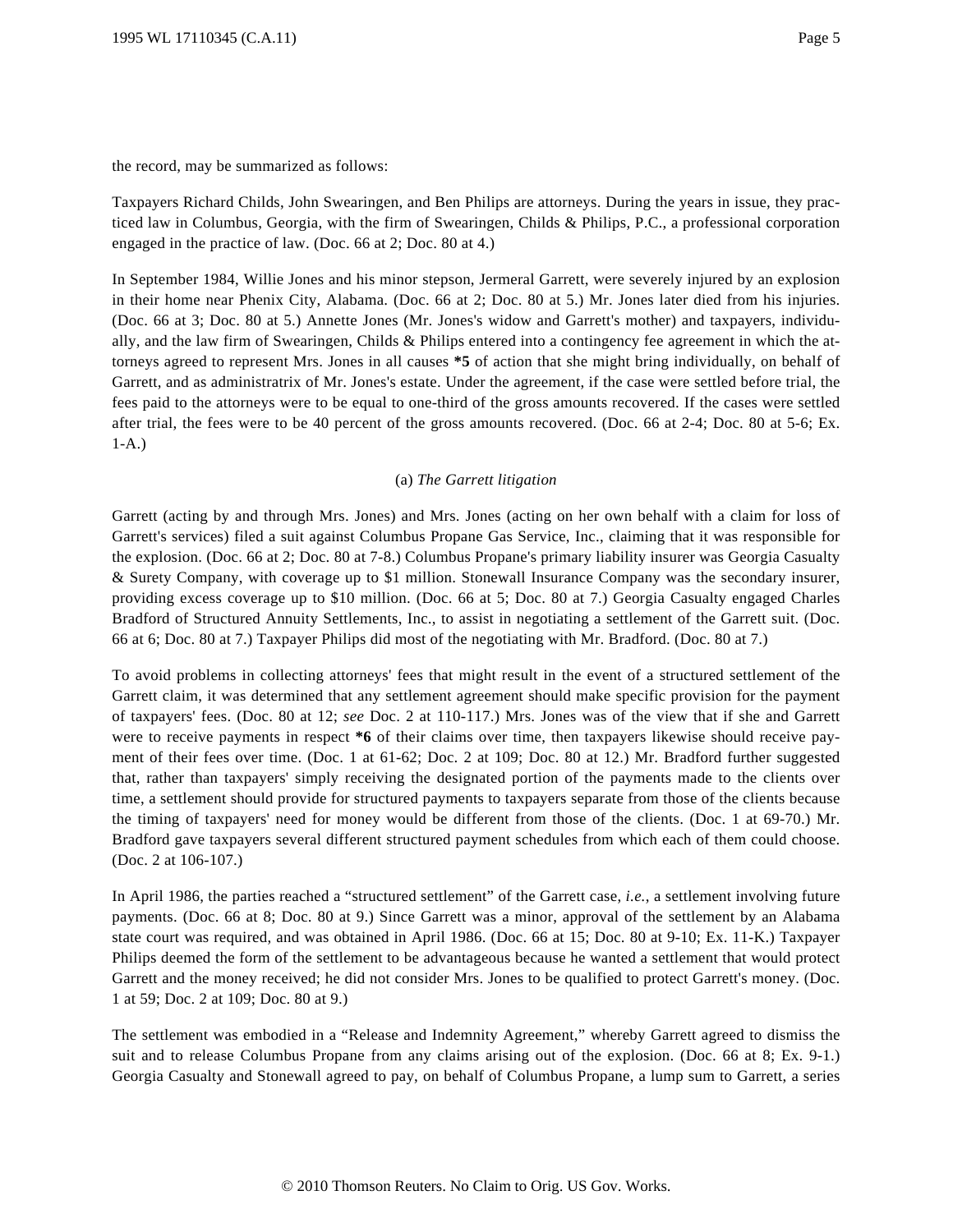the record, may be summarized as follows:

Taxpayers Richard Childs, John Swearingen, and Ben Philips are attorneys. During the years in issue, they practiced law in Columbus, Georgia, with the firm of Swearingen, Childs & Philips, P.C., a professional corporation engaged in the practice of law. (Doc. 66 at 2; Doc. 80 at 4.)

In September 1984, Willie Jones and his minor stepson, Jermeral Garrett, were severely injured by an explosion in their home near Phenix City, Alabama. (Doc. 66 at 2; Doc. 80 at 5.) Mr. Jones later died from his injuries. (Doc. 66 at 3; Doc. 80 at 5.) Annette Jones (Mr. Jones's widow and Garrett's mother) and taxpayers, individually, and the law firm of Swearingen, Childs & Philips entered into a contingency fee agreement in which the attorneys agreed to represent Mrs. Jones in all causes **\*5** of action that she might bring individually, on behalf of Garrett, and as administratrix of Mr. Jones's estate. Under the agreement, if the case were settled before trial, the fees paid to the attorneys were to be equal to one-third of the gross amounts recovered. If the cases were settled after trial, the fees were to be 40 percent of the gross amounts recovered. (Doc. 66 at 2-4; Doc. 80 at 5-6; Ex. 1-A.)

(a) *The Garrett litigation*

Garrett (acting by and through Mrs. Jones) and Mrs. Jones (acting on her own behalf with a claim for loss of Garrett's services) filed a suit against Columbus Propane Gas Service, Inc., claiming that it was responsible for the explosion. (Doc. 66 at 2; Doc. 80 at 7-8.) Columbus Propane's primary liability insurer was Georgia Casualty & Surety Company, with coverage up to $1 million. Stonewall Insurance Company was the secondary insurer, providing excess coverage up to $10 million. (Doc. 66 at 5; Doc. 80 at 7.) Georgia Casualty engaged Charles Bradford of Structured Annuity Settlements, Inc., to assist in negotiating a settlement of the Garrett suit. (Doc. 66 at 6; Doc. 80 at 7.) Taxpayer Philips did most of the negotiating with Mr. Bradford. (Doc. 80 at 7.)

To avoid problems in collecting attorneys' fees that might result in the event of a structured settlement of the Garrett claim, it was determined that any settlement agreement should make specific provision for the payment of taxpayers' fees. (Doc. 80 at 12; *see* Doc. 2 at 110-117.) Mrs. Jones was of the view that if she and Garrett were to receive payments in respect **\*6** of their claims over time, then taxpayers likewise should receive payment of their fees over time. (Doc. 1 at 61-62; Doc. 2 at 109; Doc. 80 at 12.) Mr. Bradford further suggested that, rather than taxpayers' simply receiving the designated portion of the payments made to the clients over time, a settlement should provide for structured payments to taxpayers separate from those of the clients because the timing of taxpayers' need for money would be different from those of the clients. (Doc. 1 at 69-70.) Mr. Bradford gave taxpayers several different structured payment schedules from which each of them could choose. (Doc. 2 at 106-107.)

In April 1986, the parties reached a "structured settlement" of the Garrett case, *i.e.*, a settlement involving future payments. (Doc. 66 at 8; Doc. 80 at 9.) Since Garrett was a minor, approval of the settlement by an Alabama state court was required, and was obtained in April 1986. (Doc. 66 at 15; Doc. 80 at 9-10; Ex. 11-K.) Taxpayer Philips deemed the form of the settlement to be advantageous because he wanted a settlement that would protect Garrett and the money received; he did not consider Mrs. Jones to be qualified to protect Garrett's money. (Doc. 1 at 59; Doc. 2 at 109; Doc. 80 at 9.)

The settlement was embodied in a "Release and Indemnity Agreement," whereby Garrett agreed to dismiss the suit and to release Columbus Propane from any claims arising out of the explosion. (Doc. 66 at 8; Ex. 9-1.) Georgia Casualty and Stonewall agreed to pay, on behalf of Columbus Propane, a lump sum to Garrett, a series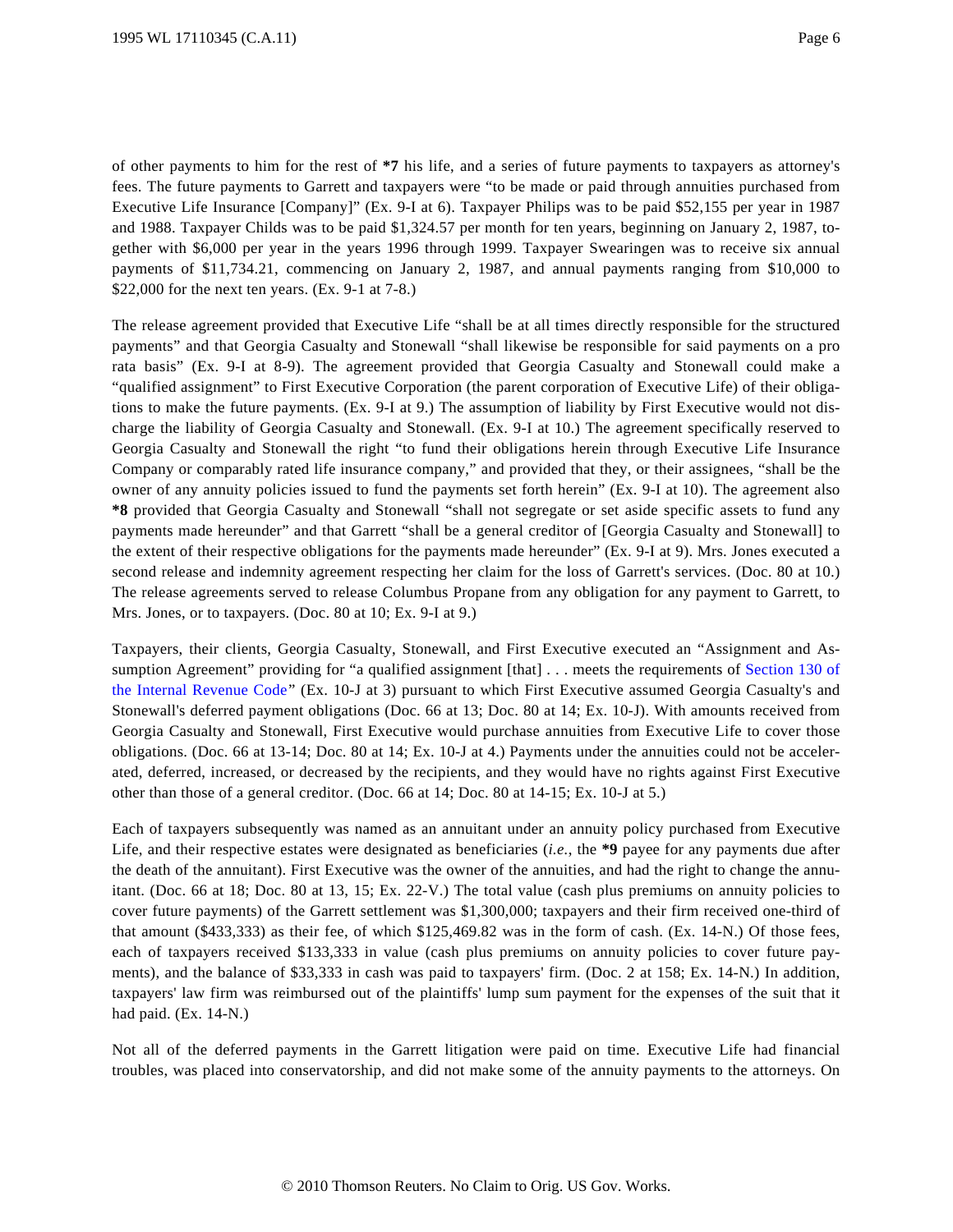of other payments to him for the rest of **\*7** his life, and a series of future payments to taxpayers as attorney's fees. The future payments to Garrett and taxpayers were "to be made or paid through annuities purchased from Executive Life Insurance [Company]" (Ex. 9-I at 6). Taxpayer Philips was to be paid $52,155 per year in 1987 and 1988. Taxpayer Childs was to be paid $1,324.57 per month for ten years, beginning on January 2, 1987, together with $6,000 per year in the years 1996 through 1999. Taxpayer Swearingen was to receive six annual payments of $11,734.21, commencing on January 2, 1987, and annual payments ranging from $10,000 to $22,000 for the next ten years. (Ex. 9-1 at 7-8.)

The release agreement provided that Executive Life "shall be at all times directly responsible for the structured payments" and that Georgia Casualty and Stonewall "shall likewise be responsible for said payments on a pro rata basis" (Ex. 9-I at 8-9). The agreement provided that Georgia Casualty and Stonewall could make a "qualified assignment" to First Executive Corporation (the parent corporation of Executive Life) of their obligations to make the future payments. (Ex. 9-I at 9.) The assumption of liability by First Executive would not discharge the liability of Georgia Casualty and Stonewall. (Ex. 9-I at 10.) The agreement specifically reserved to Georgia Casualty and Stonewall the right "to fund their obligations herein through Executive Life Insurance Company or comparably rated life insurance company," and provided that they, or their assignees, "shall be the owner of any annuity policies issued to fund the payments set forth herein" (Ex. 9-I at 10). The agreement also **\*8** provided that Georgia Casualty and Stonewall "shall not segregate or set aside specific assets to fund any payments made hereunder" and that Garrett "shall be a general creditor of [Georgia Casualty and Stonewall] to the extent of their respective obligations for the payments made hereunder" (Ex. 9-I at 9). Mrs. Jones executed a second release and indemnity agreement respecting her claim for the loss of Garrett's services. (Doc. 80 at 10.) The release agreements served to release Columbus Propane from any obligation for any payment to Garrett, to Mrs. Jones, or to taxpayers. (Doc. 80 at 10; Ex. 9-I at 9.)

Taxpayers, their clients, Georgia Casualty, Stonewall, and First Executive executed an "Assignment and Assumption Agreement" providing for "a qualified assignment [that] . . . meets the requirements of Section 130 of the Internal Revenue Code" (Ex. 10-J at 3) pursuant to which First Executive assumed Georgia Casualty's and Stonewall's deferred payment obligations (Doc. 66 at 13; Doc. 80 at 14; Ex. 10-J). With amounts received from Georgia Casualty and Stonewall, First Executive would purchase annuities from Executive Life to cover those obligations. (Doc. 66 at 13-14; Doc. 80 at 14; Ex. 10-J at 4.) Payments under the annuities could not be accelerated, deferred, increased, or decreased by the recipients, and they would have no rights against First Executive other than those of a general creditor. (Doc. 66 at 14; Doc. 80 at 14-15; Ex. 10-J at 5.)

Each of taxpayers subsequently was named as an annuitant under an annuity policy purchased from Executive Life, and their respective estates were designated as beneficiaries (*i.e.*, the **\*9** payee for any payments due after the death of the annuitant). First Executive was the owner of the annuities, and had the right to change the annuitant. (Doc. 66 at 18; Doc. 80 at 13, 15; Ex. 22-V.) The total value (cash plus premiums on annuity policies to cover future payments) of the Garrett settlement was $1,300,000; taxpayers and their firm received one-third of that amount ($433,333) as their fee, of which $125,469.82 was in the form of cash. (Ex. 14-N.) Of those fees, each of taxpayers received $133,333 in value (cash plus premiums on annuity policies to cover future payments), and the balance of $33,333 in cash was paid to taxpayers' firm. (Doc. 2 at 158; Ex. 14-N.) In addition, taxpayers' law firm was reimbursed out of the plaintiffs' lump sum payment for the expenses of the suit that it had paid. (Ex. 14-N.)

Not all of the deferred payments in the Garrett litigation were paid on time. Executive Life had financial troubles, was placed into conservatorship, and did not make some of the annuity payments to the attorneys. On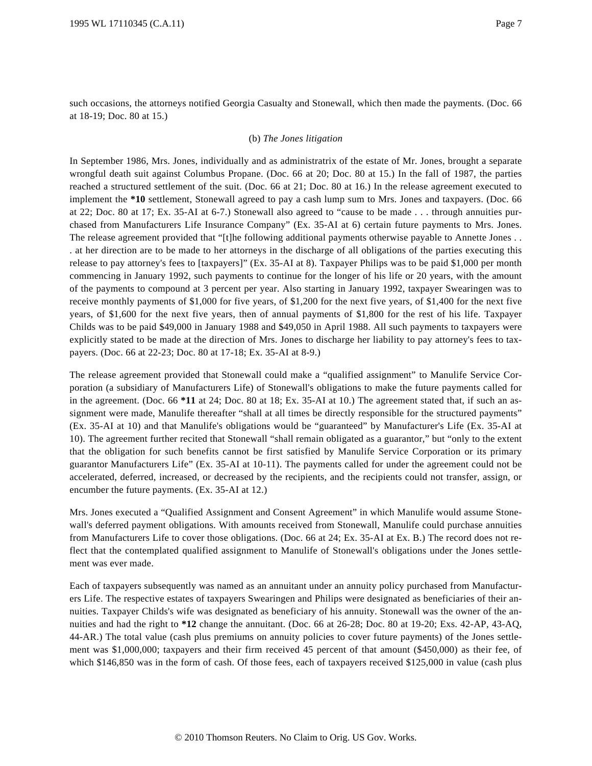such occasions, the attorneys notified Georgia Casualty and Stonewall, which then made the payments. (Doc. 66 at 18-19; Doc. 80 at 15.)

(b) *The Jones litigation*

In September 1986, Mrs. Jones, individually and as administratrix of the estate of Mr. Jones, brought a separate wrongful death suit against Columbus Propane. (Doc. 66 at 20; Doc. 80 at 15.) In the fall of 1987, the parties reached a structured settlement of the suit. (Doc. 66 at 21; Doc. 80 at 16.) In the release agreement executed to implement the **\*10** settlement, Stonewall agreed to pay a cash lump sum to Mrs. Jones and taxpayers. (Doc. 66 at 22; Doc. 80 at 17; Ex. 35-AI at 6-7.) Stonewall also agreed to "cause to be made . . . through annuities purchased from Manufacturers Life Insurance Company" (Ex. 35-AI at 6) certain future payments to Mrs. Jones. The release agreement provided that "[t]he following additional payments otherwise payable to Annette Jones . . . at her direction are to be made to her attorneys in the discharge of all obligations of the parties executing this release to pay attorney's fees to [taxpayers]" (Ex. 35-AI at 8). Taxpayer Philips was to be paid $1,000 per month commencing in January 1992, such payments to continue for the longer of his life or 20 years, with the amount of the payments to compound at 3 percent per year. Also starting in January 1992, taxpayer Swearingen was to receive monthly payments of $1,000 for five years, of $1,200 for the next five years, of $1,400 for the next five years, of $1,600 for the next five years, then of annual payments of $1,800 for the rest of his life. Taxpayer Childs was to be paid $49,000 in January 1988 and $49,050 in April 1988. All such payments to taxpayers were explicitly stated to be made at the direction of Mrs. Jones to discharge her liability to pay attorney's fees to taxpayers. (Doc. 66 at 22-23; Doc. 80 at 17-18; Ex. 35-AI at 8-9.)

The release agreement provided that Stonewall could make a "qualified assignment" to Manulife Service Corporation (a subsidiary of Manufacturers Life) of Stonewall's obligations to make the future payments called for in the agreement. (Doc. 66 **\*11** at 24; Doc. 80 at 18; Ex. 35-AI at 10.) The agreement stated that, if such an assignment were made, Manulife thereafter "shall at all times be directly responsible for the structured payments" (Ex. 35-AI at 10) and that Manulife's obligations would be "guaranteed" by Manufacturer's Life (Ex. 35-AI at 10). The agreement further recited that Stonewall "shall remain obligated as a guarantor," but "only to the extent that the obligation for such benefits cannot be first satisfied by Manulife Service Corporation or its primary guarantor Manufacturers Life" (Ex. 35-AI at 10-11). The payments called for under the agreement could not be accelerated, deferred, increased, or decreased by the recipients, and the recipients could not transfer, assign, or encumber the future payments. (Ex. 35-AI at 12.)

Mrs. Jones executed a "Qualified Assignment and Consent Agreement" in which Manulife would assume Stonewall's deferred payment obligations. With amounts received from Stonewall, Manulife could purchase annuities from Manufacturers Life to cover those obligations. (Doc. 66 at 24; Ex. 35-AI at Ex. B.) The record does not reflect that the contemplated qualified assignment to Manulife of Stonewall's obligations under the Jones settlement was ever made.

Each of taxpayers subsequently was named as an annuitant under an annuity policy purchased from Manufacturers Life. The respective estates of taxpayers Swearingen and Philips were designated as beneficiaries of their annuities. Taxpayer Childs's wife was designated as beneficiary of his annuity. Stonewall was the owner of the annuities and had the right to **\*12** change the annuitant. (Doc. 66 at 26-28; Doc. 80 at 19-20; Exs. 42-AP, 43-AQ, 44-AR.) The total value (cash plus premiums on annuity policies to cover future payments) of the Jones settlement was $1,000,000; taxpayers and their firm received 45 percent of that amount ($450,000) as their fee, of which $146,850 was in the form of cash. Of those fees, each of taxpayers received $125,000 in value (cash plus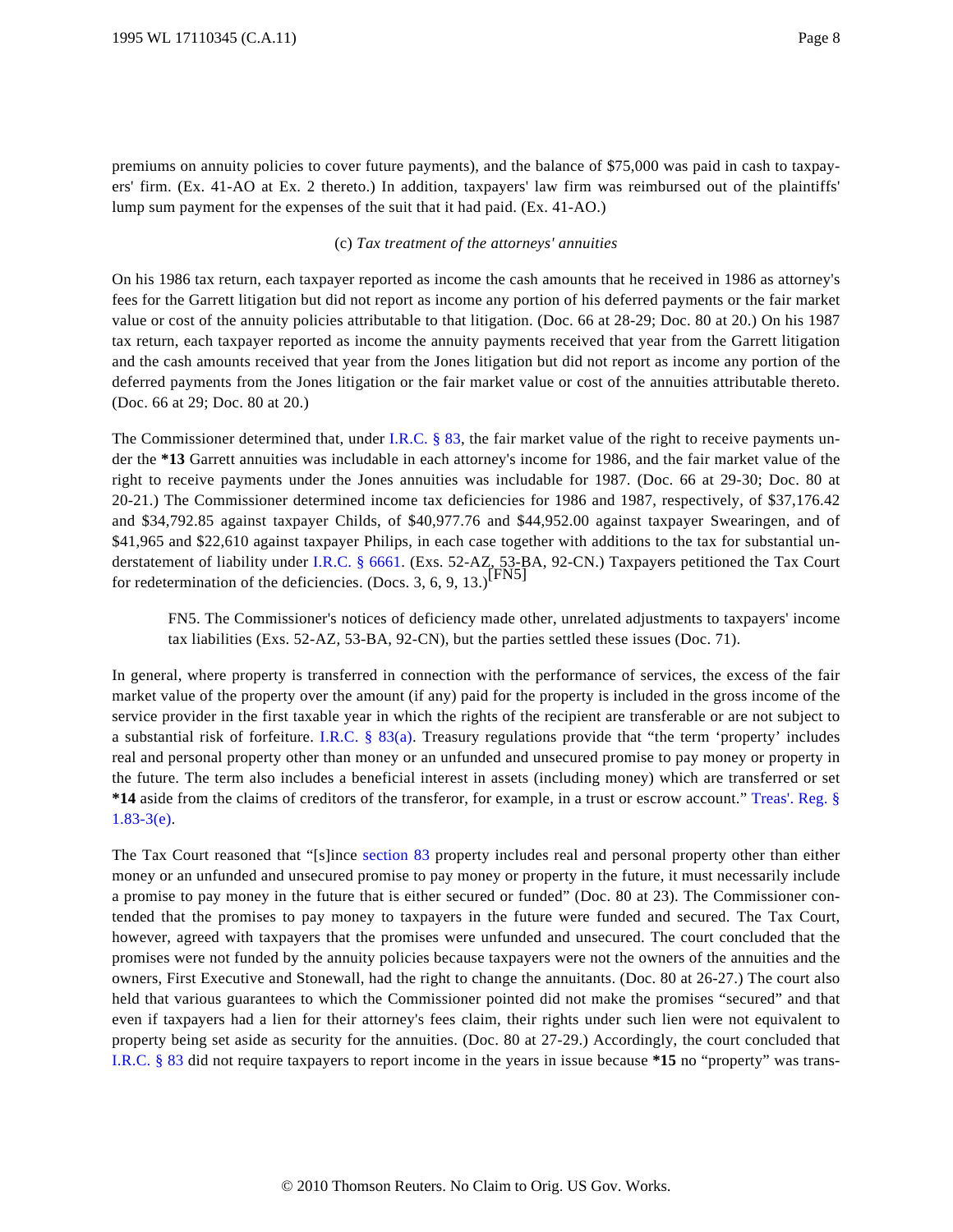premiums on annuity policies to cover future payments), and the balance of $75,000 was paid in cash to taxpayers' firm. (Ex. 41-AO at Ex. 2 thereto.) In addition, taxpayers' law firm was reimbursed out of the plaintiffs' lump sum payment for the expenses of the suit that it had paid. (Ex. 41-AO.)

(c) *Tax treatment of the attorneys' annuities*

On his 1986 tax return, each taxpayer reported as income the cash amounts that he received in 1986 as attorney's fees for the Garrett litigation but did not report as income any portion of his deferred payments or the fair market value or cost of the annuity policies attributable to that litigation. (Doc. 66 at 28-29; Doc. 80 at 20.) On his 1987 tax return, each taxpayer reported as income the annuity payments received that year from the Garrett litigation and the cash amounts received that year from the Jones litigation but did not report as income any portion of the deferred payments from the Jones litigation or the fair market value or cost of the annuities attributable thereto. (Doc. 66 at 29; Doc. 80 at 20.)

The Commissioner determined that, under I.R.C. § 83, the fair market value of the right to receive payments under the **\*13** Garrett annuities was includable in each attorney's income for 1986, and the fair market value of the right to receive payments under the Jones annuities was includable for 1987. (Doc. 66 at 29-30; Doc. 80 at 20-21.) The Commissioner determined income tax deficiencies for 1986 and 1987, respectively, of $37,176.42 and $34,792.85 against taxpayer Childs, of $40,977.76 and $44,952.00 against taxpayer Swearingen, and of $41,965 and $22,610 against taxpayer Philips, in each case together with additions to the tax for substantial understatement of liability under I.R.C. § 6661. (Exs. 52-AZ, 53-BA, 92-CN.) Taxpayers petitioned the Tax Court for redetermination of the deficiencies. (Docs. 3, 6, 9, 13.)[FN5]

FN5. The Commissioner's notices of deficiency made other, unrelated adjustments to taxpayers' income tax liabilities (Exs. 52-AZ, 53-BA, 92-CN), but the parties settled these issues (Doc. 71).

In general, where property is transferred in connection with the performance of services, the excess of the fair market value of the property over the amount (if any) paid for the property is included in the gross income of the service provider in the first taxable year in which the rights of the recipient are transferable or are not subject to a substantial risk of forfeiture. I.R.C. § 83(a). Treasury regulations provide that "the term 'property' includes real and personal property other than money or an unfunded and unsecured promise to pay money or property in the future. The term also includes a beneficial interest in assets (including money) which are transferred or set **\*14** aside from the claims of creditors of the transferor, for example, in a trust or escrow account." Treas'. Reg. § 1.83-3(e).

The Tax Court reasoned that "[s]ince section 83 property includes real and personal property other than either money or an unfunded and unsecured promise to pay money or property in the future, it must necessarily include a promise to pay money in the future that is either secured or funded" (Doc. 80 at 23). The Commissioner contended that the promises to pay money to taxpayers in the future were funded and secured. The Tax Court, however, agreed with taxpayers that the promises were unfunded and unsecured. The court concluded that the promises were not funded by the annuity policies because taxpayers were not the owners of the annuities and the owners, First Executive and Stonewall, had the right to change the annuitants. (Doc. 80 at 26-27.) The court also held that various guarantees to which the Commissioner pointed did not make the promises "secured" and that even if taxpayers had a lien for their attorney's fees claim, their rights under such lien were not equivalent to property being set aside as security for the annuities. (Doc. 80 at 27-29.) Accordingly, the court concluded that I.R.C. § 83 did not require taxpayers to report income in the years in issue because **\*15** no "property" was trans-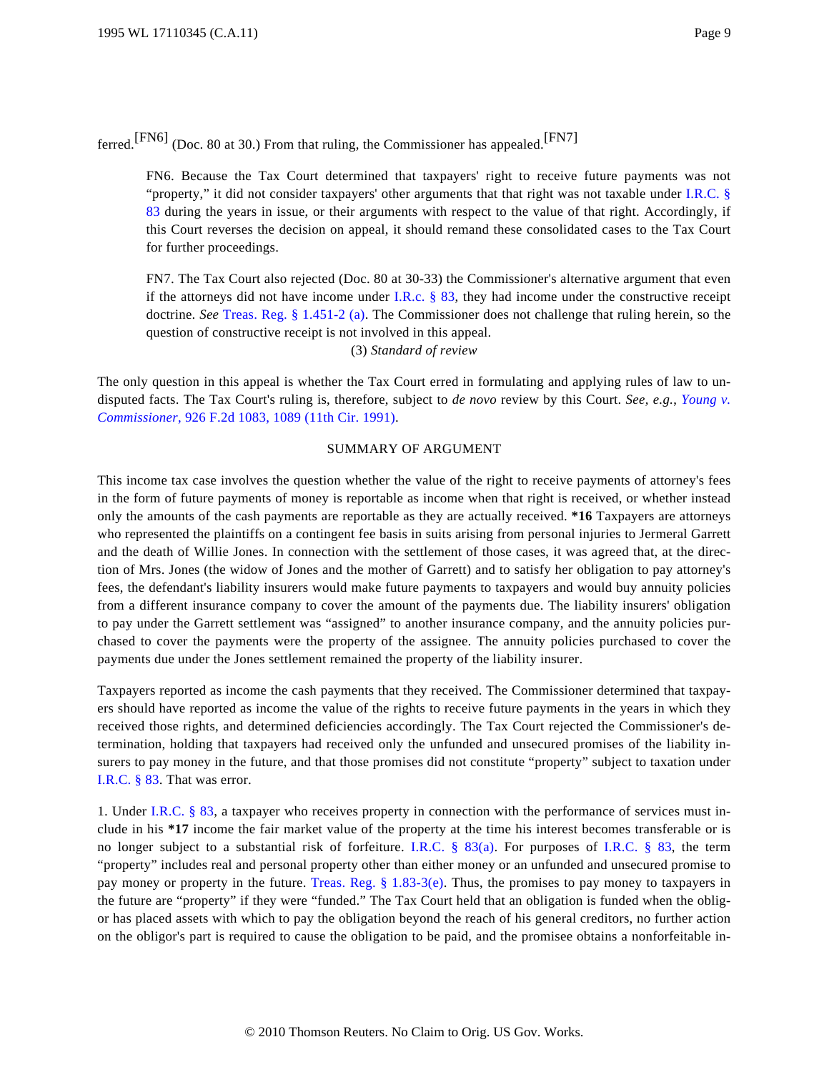ferred.[FN6] (Doc. 80 at 30.) From that ruling, the Commissioner has appealed.[FN7]

FN6. Because the Tax Court determined that taxpayers' right to receive future payments was not "property," it did not consider taxpayers' other arguments that that right was not taxable under I.R.C. § 83 during the years in issue, or their arguments with respect to the value of that right. Accordingly, if this Court reverses the decision on appeal, it should remand these consolidated cases to the Tax Court for further proceedings.

FN7. The Tax Court also rejected (Doc. 80 at 30-33) the Commissioner's alternative argument that even if the attorneys did not have income under I.R.c. § 83, they had income under the constructive receipt doctrine. *See* Treas. Reg. § 1.451-2 (a). The Commissioner does not challenge that ruling herein, so the question of constructive receipt is not involved in this appeal.

(3) *Standard of review*

The only question in this appeal is whether the Tax Court erred in formulating and applying rules of law to undisputed facts. The Tax Court's ruling is, therefore, subject to *de novo* review by this Court. *See, e.g., Young v. Commissioner,* 926 F.2d 1083, 1089 (11th Cir. 1991).

SUMMARY OF ARGUMENT

This income tax case involves the question whether the value of the right to receive payments of attorney's fees in the form of future payments of money is reportable as income when that right is received, or whether instead only the amounts of the cash payments are reportable as they are actually received. **\*16** Taxpayers are attorneys who represented the plaintiffs on a contingent fee basis in suits arising from personal injuries to Jermeral Garrett and the death of Willie Jones. In connection with the settlement of those cases, it was agreed that, at the direction of Mrs. Jones (the widow of Jones and the mother of Garrett) and to satisfy her obligation to pay attorney's fees, the defendant's liability insurers would make future payments to taxpayers and would buy annuity policies from a different insurance company to cover the amount of the payments due. The liability insurers' obligation to pay under the Garrett settlement was "assigned" to another insurance company, and the annuity policies purchased to cover the payments were the property of the assignee. The annuity policies purchased to cover the payments due under the Jones settlement remained the property of the liability insurer.

Taxpayers reported as income the cash payments that they received. The Commissioner determined that taxpayers should have reported as income the value of the rights to receive future payments in the years in which they received those rights, and determined deficiencies accordingly. The Tax Court rejected the Commissioner's determination, holding that taxpayers had received only the unfunded and unsecured promises of the liability insurers to pay money in the future, and that those promises did not constitute "property" subject to taxation under I.R.C. § 83. That was error.

1. Under I.R.C. § 83, a taxpayer who receives property in connection with the performance of services must include in his **\*17** income the fair market value of the property at the time his interest becomes transferable or is no longer subject to a substantial risk of forfeiture. I.R.C. § 83(a). For purposes of I.R.C. § 83, the term "property" includes real and personal property other than either money or an unfunded and unsecured promise to pay money or property in the future. Treas. Reg. § 1.83-3(e). Thus, the promises to pay money to taxpayers in the future are "property" if they were "funded." The Tax Court held that an obligation is funded when the obligor has placed assets with which to pay the obligation beyond the reach of his general creditors, no further action on the obligor's part is required to cause the obligation to be paid, and the promisee obtains a nonforfeitable in-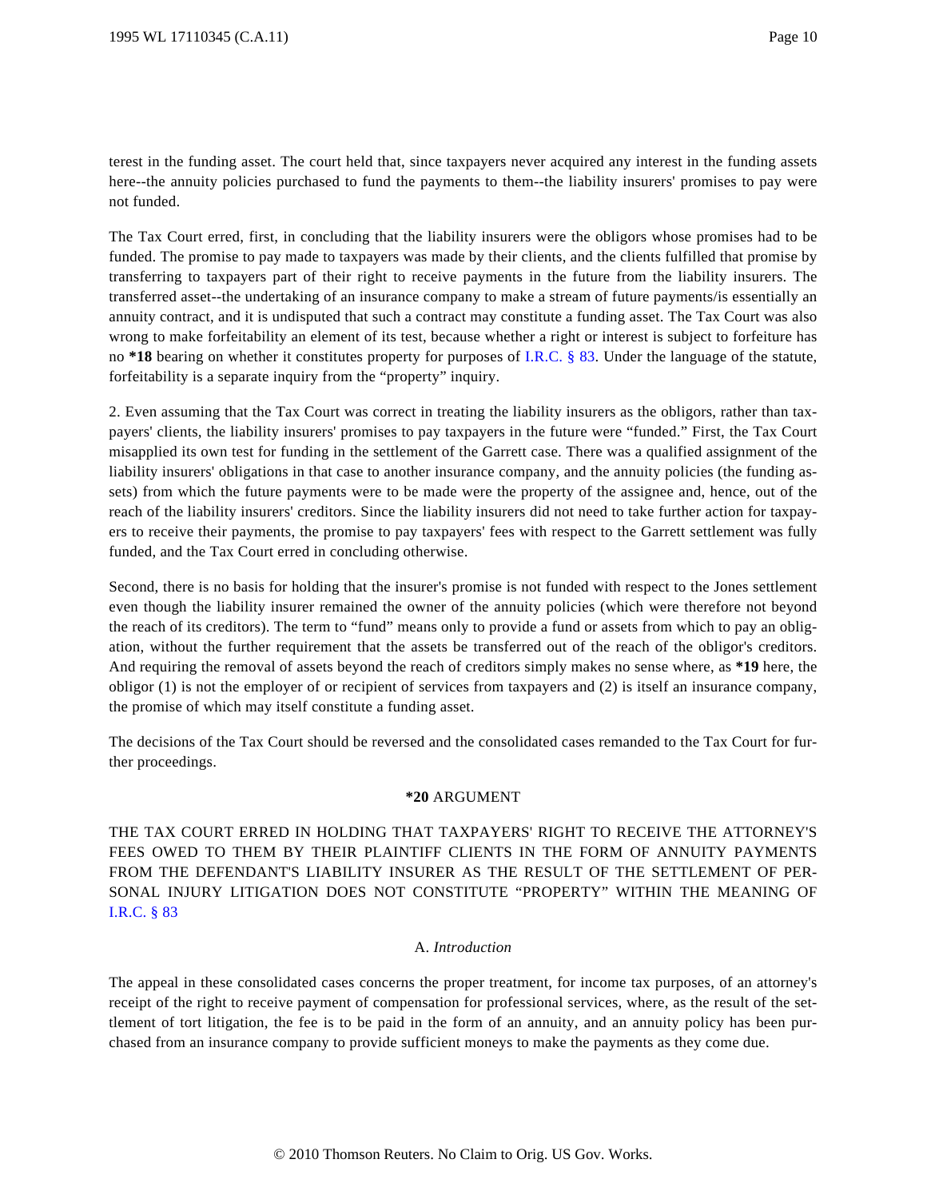terest in the funding asset. The court held that, since taxpayers never acquired any interest in the funding assets here--the annuity policies purchased to fund the payments to them--the liability insurers' promises to pay were not funded.

The Tax Court erred, first, in concluding that the liability insurers were the obligors whose promises had to be funded. The promise to pay made to taxpayers was made by their clients, and the clients fulfilled that promise by transferring to taxpayers part of their right to receive payments in the future from the liability insurers. The transferred asset--the undertaking of an insurance company to make a stream of future payments/is essentially an annuity contract, and it is undisputed that such a contract may constitute a funding asset. The Tax Court was also wrong to make forfeitability an element of its test, because whether a right or interest is subject to forfeiture has no **\*18** bearing on whether it constitutes property for purposes of I.R.C. § 83. Under the language of the statute, forfeitability is a separate inquiry from the "property" inquiry.

2. Even assuming that the Tax Court was correct in treating the liability insurers as the obligors, rather than taxpayers' clients, the liability insurers' promises to pay taxpayers in the future were "funded." First, the Tax Court misapplied its own test for funding in the settlement of the Garrett case. There was a qualified assignment of the liability insurers' obligations in that case to another insurance company, and the annuity policies (the funding assets) from which the future payments were to be made were the property of the assignee and, hence, out of the reach of the liability insurers' creditors. Since the liability insurers did not need to take further action for taxpayers to receive their payments, the promise to pay taxpayers' fees with respect to the Garrett settlement was fully funded, and the Tax Court erred in concluding otherwise.

Second, there is no basis for holding that the insurer's promise is not funded with respect to the Jones settlement even though the liability insurer remained the owner of the annuity policies (which were therefore not beyond the reach of its creditors). The term to "fund" means only to provide a fund or assets from which to pay an obligation, without the further requirement that the assets be transferred out of the reach of the obligor's creditors. And requiring the removal of assets beyond the reach of creditors simply makes no sense where, as **\*19** here, the obligor (1) is not the employer of or recipient of services from taxpayers and (2) is itself an insurance company, the promise of which may itself constitute a funding asset.

The decisions of the Tax Court should be reversed and the consolidated cases remanded to the Tax Court for further proceedings.

## **\*20** ARGUMENT

THE TAX COURT ERRED IN HOLDING THAT TAXPAYERS' RIGHT TO RECEIVE THE ATTORNEY'S FEES OWED TO THEM BY THEIR PLAINTIFF CLIENTS IN THE FORM OF ANNUITY PAYMENTS FROM THE DEFENDANT'S LIABILITY INSURER AS THE RESULT OF THE SETTLEMENT OF PERSONAL INJURY LITIGATION DOES NOT CONSTITUTE "PROPERTY" WITHIN THE MEANING OF I.R.C. § 83

### A. *Introduction*

The appeal in these consolidated cases concerns the proper treatment, for income tax purposes, of an attorney's receipt of the right to receive payment of compensation for professional services, where, as the result of the settlement of tort litigation, the fee is to be paid in the form of an annuity, and an annuity policy has been purchased from an insurance company to provide sufficient moneys to make the payments as they come due.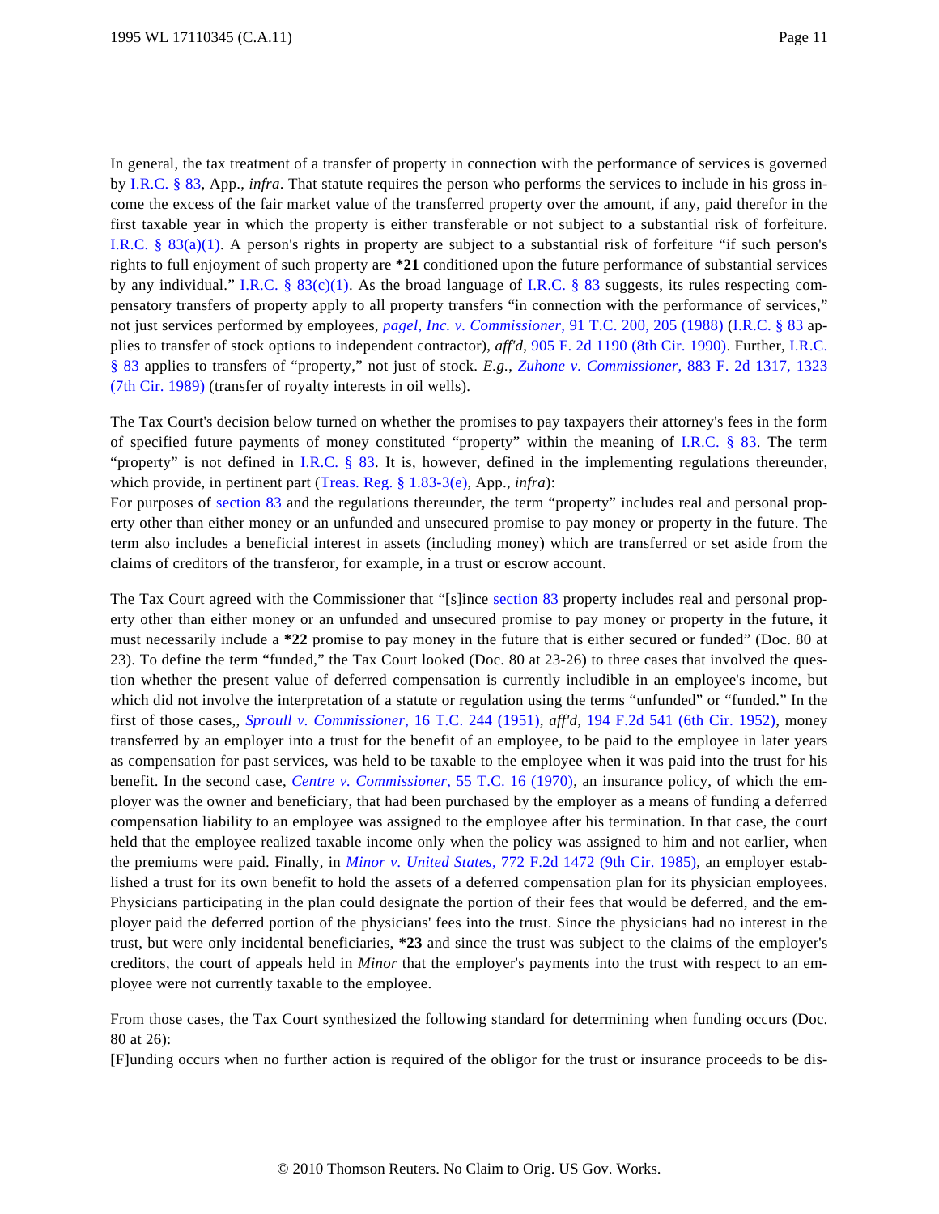In general, the tax treatment of a transfer of property in connection with the performance of services is governed by I.R.C. § 83, App., *infra*. That statute requires the person who performs the services to include in his gross income the excess of the fair market value of the transferred property over the amount, if any, paid therefor in the first taxable year in which the property is either transferable or not subject to a substantial risk of forfeiture. I.R.C. § 83(a)(1). A person's rights in property are subject to a substantial risk of forfeiture "if such person's rights to full enjoyment of such property are **\*21** conditioned upon the future performance of substantial services by any individual." I.R.C. § 83(c)(1). As the broad language of I.R.C. § 83 suggests, its rules respecting compensatory transfers of property apply to all property transfers "in connection with the performance of services," not just services performed by employees, *pagel, Inc. v. Commissioner*, 91 T.C. 200, 205 (1988) (I.R.C. § 83 applies to transfer of stock options to independent contractor), *aff'd*, 905 F. 2d 1190 (8th Cir. 1990). Further, I.R.C. § 83 applies to transfers of "property," not just of stock. *E.g.*, *Zuhone v. Commissioner*, 883 F. 2d 1317, 1323 (7th Cir. 1989) (transfer of royalty interests in oil wells).

The Tax Court's decision below turned on whether the promises to pay taxpayers their attorney's fees in the form of specified future payments of money constituted "property" within the meaning of I.R.C. § 83. The term "property" is not defined in I.R.C. § 83. It is, however, defined in the implementing regulations thereunder, which provide, in pertinent part (Treas. Reg. § 1.83-3(e), App., *infra*):

For purposes of section 83 and the regulations thereunder, the term "property" includes real and personal property other than either money or an unfunded and unsecured promise to pay money or property in the future. The term also includes a beneficial interest in assets (including money) which are transferred or set aside from the claims of creditors of the transferor, for example, in a trust or escrow account.

The Tax Court agreed with the Commissioner that "[s]ince section 83 property includes real and personal property other than either money or an unfunded and unsecured promise to pay money or property in the future, it must necessarily include a **\*22** promise to pay money in the future that is either secured or funded" (Doc. 80 at 23). To define the term "funded," the Tax Court looked (Doc. 80 at 23-26) to three cases that involved the question whether the present value of deferred compensation is currently includible in an employee's income, but which did not involve the interpretation of a statute or regulation using the terms "unfunded" or "funded." In the first of those cases,, *Sproull v. Commissioner*, 16 T.C. 244 (1951), *aff'd*, 194 F.2d 541 (6th Cir. 1952), money transferred by an employer into a trust for the benefit of an employee, to be paid to the employee in later years as compensation for past services, was held to be taxable to the employee when it was paid into the trust for his benefit. In the second case, *Centre v. Commissioner*, 55 T.C. 16 (1970), an insurance policy, of which the employer was the owner and beneficiary, that had been purchased by the employer as a means of funding a deferred compensation liability to an employee was assigned to the employee after his termination. In that case, the court held that the employee realized taxable income only when the policy was assigned to him and not earlier, when the premiums were paid. Finally, in *Minor v. United States*, 772 F.2d 1472 (9th Cir. 1985), an employer established a trust for its own benefit to hold the assets of a deferred compensation plan for its physician employees. Physicians participating in the plan could designate the portion of their fees that would be deferred, and the employer paid the deferred portion of the physicians' fees into the trust. Since the physicians had no interest in the trust, but were only incidental beneficiaries, **\*23** and since the trust was subject to the claims of the employer's creditors, the court of appeals held in *Minor* that the employer's payments into the trust with respect to an employee were not currently taxable to the employee.

From those cases, the Tax Court synthesized the following standard for determining when funding occurs (Doc. 80 at 26):

[F]unding occurs when no further action is required of the obligor for the trust or insurance proceeds to be dis-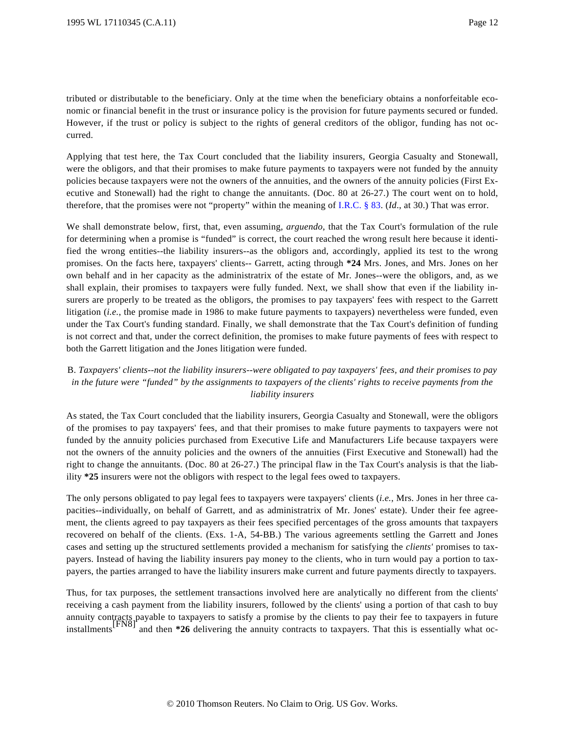tributed or distributable to the beneficiary. Only at the time when the beneficiary obtains a nonforfeitable economic or financial benefit in the trust or insurance policy is the provision for future payments secured or funded. However, if the trust or policy is subject to the rights of general creditors of the obligor, funding has not occurred.

Applying that test here, the Tax Court concluded that the liability insurers, Georgia Casualty and Stonewall, were the obligors, and that their promises to make future payments to taxpayers were not funded by the annuity policies because taxpayers were not the owners of the annuities, and the owners of the annuity policies (First Executive and Stonewall) had the right to change the annuitants. (Doc. 80 at 26-27.) The court went on to hold, therefore, that the promises were not "property" within the meaning of I.R.C. § 83. (*Id*., at 30.) That was error.

We shall demonstrate below, first, that, even assuming, *arguendo*, that the Tax Court's formulation of the rule for determining when a promise is "funded" is correct, the court reached the wrong result here because it identified the wrong entities--the liability insurers--as the obligors and, accordingly, applied its test to the wrong promises. On the facts here, taxpayers' clients-- Garrett, acting through **\*24** Mrs. Jones, and Mrs. Jones on her own behalf and in her capacity as the administratrix of the estate of Mr. Jones--were the obligors, and, as we shall explain, their promises to taxpayers were fully funded. Next, we shall show that even if the liability insurers are properly to be treated as the obligors, the promises to pay taxpayers' fees with respect to the Garrett litigation (*i.e.*, the promise made in 1986 to make future payments to taxpayers) nevertheless were funded, even under the Tax Court's funding standard. Finally, we shall demonstrate that the Tax Court's definition of funding is not correct and that, under the correct definition, the promises to make future payments of fees with respect to both the Garrett litigation and the Jones litigation were funded.

### B. *Taxpayers' clients--not the liability insurers--were obligated to pay taxpayers' fees, and their promises to pay in the future were "funded" by the assignments to taxpayers of the clients' rights to receive payments from the liability insurers*

As stated, the Tax Court concluded that the liability insurers, Georgia Casualty and Stonewall, were the obligors of the promises to pay taxpayers' fees, and that their promises to make future payments to taxpayers were not funded by the annuity policies purchased from Executive Life and Manufacturers Life because taxpayers were not the owners of the annuity policies and the owners of the annuities (First Executive and Stonewall) had the right to change the annuitants. (Doc. 80 at 26-27.) The principal flaw in the Tax Court's analysis is that the liability **\*25** insurers were not the obligors with respect to the legal fees owed to taxpayers.

The only persons obligated to pay legal fees to taxpayers were taxpayers' clients (*i.e.*, Mrs. Jones in her three capacities--individually, on behalf of Garrett, and as administratrix of Mr. Jones' estate). Under their fee agreement, the clients agreed to pay taxpayers as their fees specified percentages of the gross amounts that taxpayers recovered on behalf of the clients. (Exs. 1-A, 54-BB.) The various agreements settling the Garrett and Jones cases and setting up the structured settlements provided a mechanism for satisfying the *clients'* promises to taxpayers. Instead of having the liability insurers pay money to the clients, who in turn would pay a portion to taxpayers, the parties arranged to have the liability insurers make current and future payments directly to taxpayers.

Thus, for tax purposes, the settlement transactions involved here are analytically no different from the clients' receiving a cash payment from the liability insurers, followed by the clients' using a portion of that cash to buy annuity contracts payable to taxpayers to satisfy a promise by the clients to pay their fee to taxpayers in future installments[FN8] and then **\*26** delivering the annuity contracts to taxpayers. That this is essentially what oc-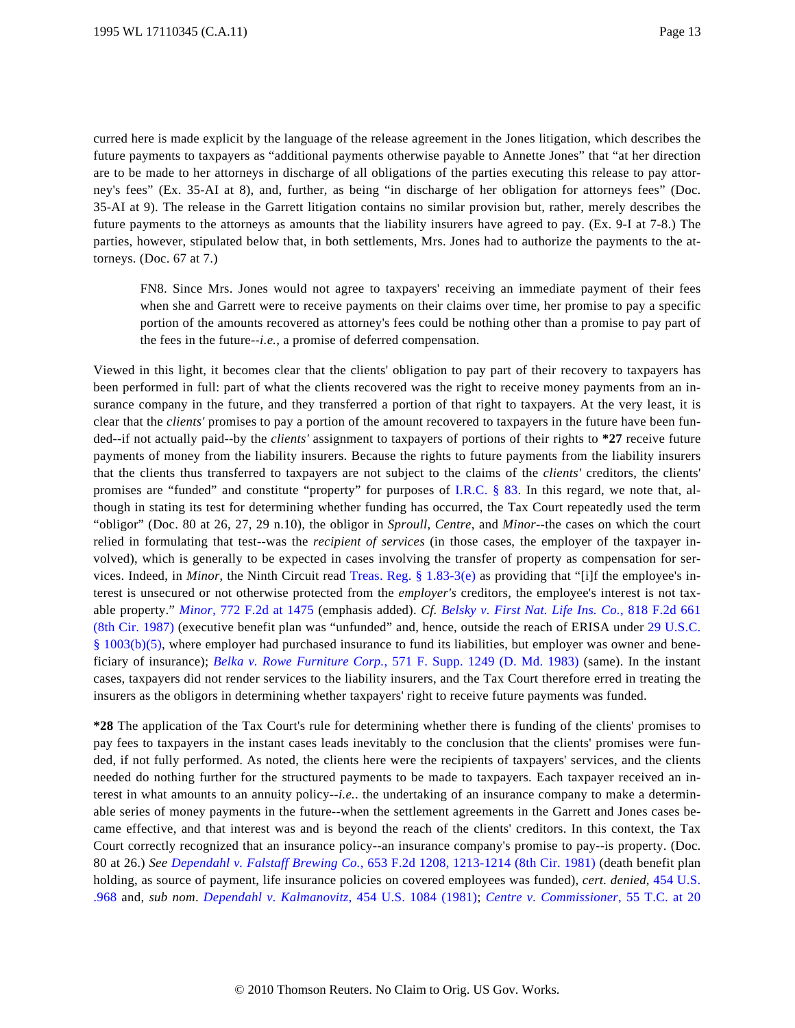curred here is made explicit by the language of the release agreement in the Jones litigation, which describes the future payments to taxpayers as "additional payments otherwise payable to Annette Jones" that "at her direction are to be made to her attorneys in discharge of all obligations of the parties executing this release to pay attorney's fees" (Ex. 35-AI at 8), and, further, as being "in discharge of her obligation for attorneys fees" (Doc. 35-AI at 9). The release in the Garrett litigation contains no similar provision but, rather, merely describes the future payments to the attorneys as amounts that the liability insurers have agreed to pay. (Ex. 9-I at 7-8.) The parties, however, stipulated below that, in both settlements, Mrs. Jones had to authorize the payments to the attorneys. (Doc. 67 at 7.)

> FN8. Since Mrs. Jones would not agree to taxpayers' receiving an immediate payment of their fees when she and Garrett were to receive payments on their claims over time, her promise to pay a specific portion of the amounts recovered as attorney's fees could be nothing other than a promise to pay part of the fees in the future--*i.e.*, a promise of deferred compensation.

Viewed in this light, it becomes clear that the clients' obligation to pay part of their recovery to taxpayers has been performed in full: part of what the clients recovered was the right to receive money payments from an insurance company in the future, and they transferred a portion of that right to taxpayers. At the very least, it is clear that the *clients'* promises to pay a portion of the amount recovered to taxpayers in the future have been funded--if not actually paid--by the *clients'* assignment to taxpayers of portions of their rights to **\*27** receive future payments of money from the liability insurers. Because the rights to future payments from the liability insurers that the clients thus transferred to taxpayers are not subject to the claims of the *clients'* creditors, the clients' promises are "funded" and constitute "property" for purposes of I.R.C. § 83. In this regard, we note that, although in stating its test for determining whether funding has occurred, the Tax Court repeatedly used the term "obligor" (Doc. 80 at 26, 27, 29 n.10), the obligor in *Sproull*, *Centre*, and *Minor*--the cases on which the court relied in formulating that test--was the *recipient of services* (in those cases, the employer of the taxpayer involved), which is generally to be expected in cases involving the transfer of property as compensation for services. Indeed, in *Minor*, the Ninth Circuit read Treas. Reg. § 1.83-3(e) as providing that "[i]f the employee's interest is unsecured or not otherwise protected from the *employer's* creditors, the employee's interest is not taxable property." *Minor*, 772 F.2d at 1475 (emphasis added). *Cf. Belsky v. First Nat. Life Ins. Co.*, 818 F.2d 661 (8th Cir. 1987) (executive benefit plan was "unfunded" and, hence, outside the reach of ERISA under 29 U.S.C. § 1003(b)(5), where employer had purchased insurance to fund its liabilities, but employer was owner and beneficiary of insurance); *Belka v. Rowe Furniture Corp.*, 571 F. Supp. 1249 (D. Md. 1983) (same). In the instant cases, taxpayers did not render services to the liability insurers, and the Tax Court therefore erred in treating the insurers as the obligors in determining whether taxpayers' right to receive future payments was funded.

**\*28** The application of the Tax Court's rule for determining whether there is funding of the clients' promises to pay fees to taxpayers in the instant cases leads inevitably to the conclusion that the clients' promises were funded, if not fully performed. As noted, the clients here were the recipients of taxpayers' services, and the clients needed do nothing further for the structured payments to be made to taxpayers. Each taxpayer received an interest in what amounts to an annuity policy--*i.e.*. the undertaking of an insurance company to make a determinable series of money payments in the future--when the settlement agreements in the Garrett and Jones cases became effective, and that interest was and is beyond the reach of the clients' creditors. In this context, the Tax Court correctly recognized that an insurance policy--an insurance company's promise to pay--is property. (Doc. 80 at 26.) *See Dependahl v. Falstaff Brewing Co.*, 653 F.2d 1208, 1213-1214 (8th Cir. 1981) (death benefit plan holding, as source of payment, life insurance policies on covered employees was funded), *cert. denied*, 454 U.S. .968 and, *sub nom*. *Dependahl v. Kalmanovitz*, 454 U.S. 1084 (1981); *Centre v. Commissioner*, 55 T.C. at 20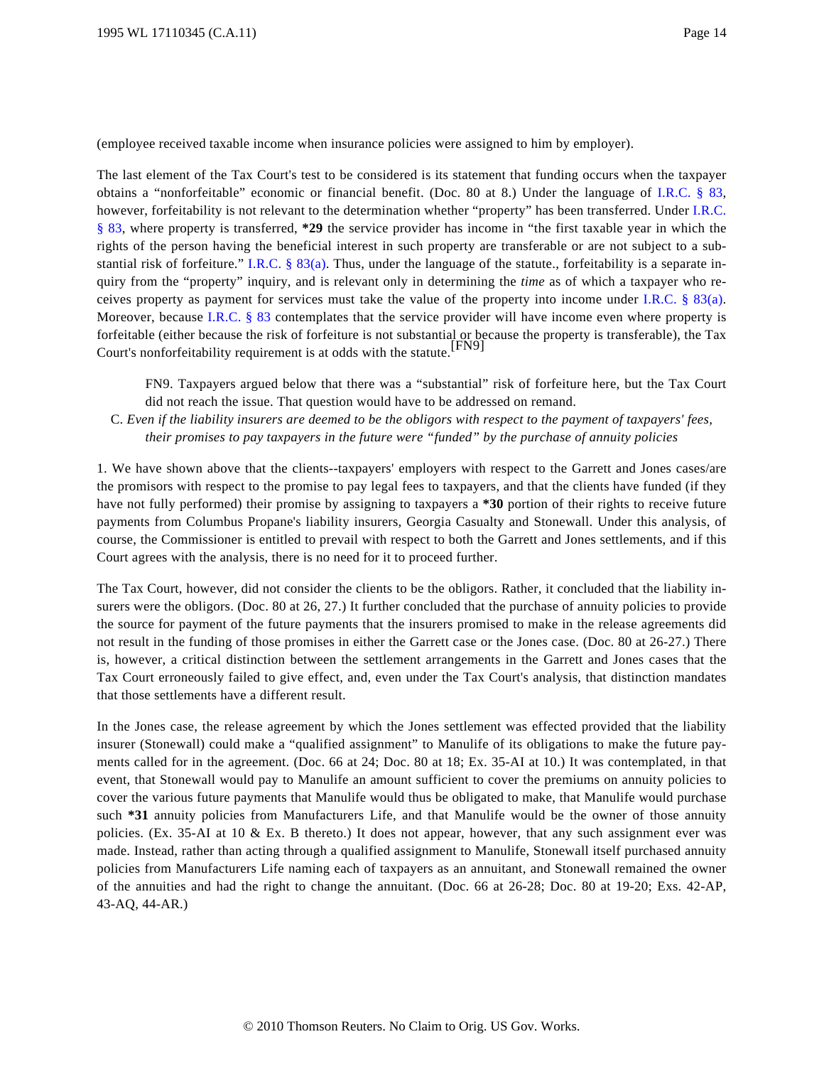(employee received taxable income when insurance policies were assigned to him by employer).

The last element of the Tax Court's test to be considered is its statement that funding occurs when the taxpayer obtains a "nonforfeitable" economic or financial benefit. (Doc. 80 at 8.) Under the language of I.R.C. § 83, however, forfeitability is not relevant to the determination whether "property" has been transferred. Under I.R.C. § 83, where property is transferred, **\*29** the service provider has income in "the first taxable year in which the rights of the person having the beneficial interest in such property are transferable or are not subject to a substantial risk of forfeiture." I.R.C. § 83(a). Thus, under the language of the statute., forfeitability is a separate inquiry from the "property" inquiry, and is relevant only in determining the *time* as of which a taxpayer who receives property as payment for services must take the value of the property into income under I.R.C. § 83(a). Moreover, because I.R.C. § 83 contemplates that the service provider will have income even where property is forfeitable (either because the risk of forfeiture is not substantial or because the property is transferable), the Tax Court's nonforfeitability requirement is at odds with the statute.[FN9]

> FN9. Taxpayers argued below that there was a "substantial" risk of forfeiture here, but the Tax Court did not reach the issue. That question would have to be addressed on remand.

C. *Even if the liability insurers are deemed to be the obligors with respect to the payment of taxpayers' fees, their promises to pay taxpayers in the future were "funded" by the purchase of annuity policies*

1. We have shown above that the clients--taxpayers' employers with respect to the Garrett and Jones cases/are the promisors with respect to the promise to pay legal fees to taxpayers, and that the clients have funded (if they have not fully performed) their promise by assigning to taxpayers a **\*30** portion of their rights to receive future payments from Columbus Propane's liability insurers, Georgia Casualty and Stonewall. Under this analysis, of course, the Commissioner is entitled to prevail with respect to both the Garrett and Jones settlements, and if this Court agrees with the analysis, there is no need for it to proceed further.

The Tax Court, however, did not consider the clients to be the obligors. Rather, it concluded that the liability insurers were the obligors. (Doc. 80 at 26, 27.) It further concluded that the purchase of annuity policies to provide the source for payment of the future payments that the insurers promised to make in the release agreements did not result in the funding of those promises in either the Garrett case or the Jones case. (Doc. 80 at 26-27.) There is, however, a critical distinction between the settlement arrangements in the Garrett and Jones cases that the Tax Court erroneously failed to give effect, and, even under the Tax Court's analysis, that distinction mandates that those settlements have a different result.

In the Jones case, the release agreement by which the Jones settlement was effected provided that the liability insurer (Stonewall) could make a "qualified assignment" to Manulife of its obligations to make the future payments called for in the agreement. (Doc. 66 at 24; Doc. 80 at 18; Ex. 35-AI at 10.) It was contemplated, in that event, that Stonewall would pay to Manulife an amount sufficient to cover the premiums on annuity policies to cover the various future payments that Manulife would thus be obligated to make, that Manulife would purchase such **\*31** annuity policies from Manufacturers Life, and that Manulife would be the owner of those annuity policies. (Ex. 35-AI at 10 & Ex. B thereto.) It does not appear, however, that any such assignment ever was made. Instead, rather than acting through a qualified assignment to Manulife, Stonewall itself purchased annuity policies from Manufacturers Life naming each of taxpayers as an annuitant, and Stonewall remained the owner of the annuities and had the right to change the annuitant. (Doc. 66 at 26-28; Doc. 80 at 19-20; Exs. 42-AP, 43-AQ, 44-AR.)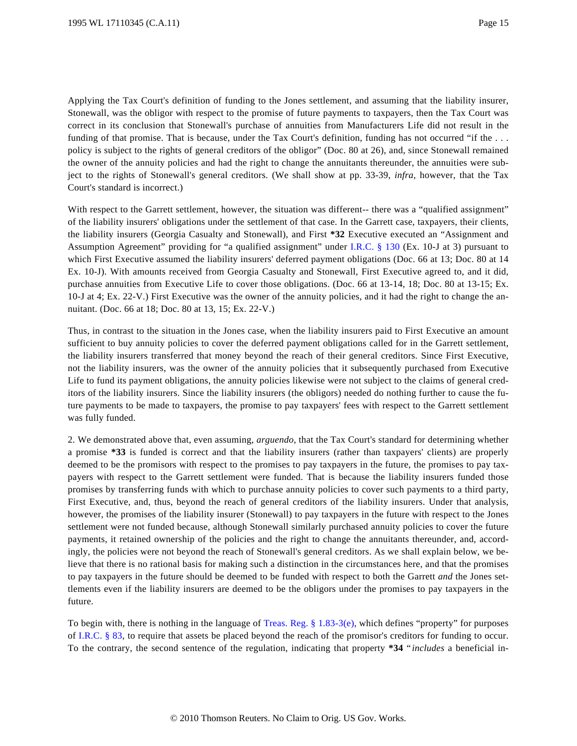Applying the Tax Court's definition of funding to the Jones settlement, and assuming that the liability insurer, Stonewall, was the obligor with respect to the promise of future payments to taxpayers, then the Tax Court was correct in its conclusion that Stonewall's purchase of annuities from Manufacturers Life did not result in the funding of that promise. That is because, under the Tax Court's definition, funding has not occurred "if the . . . policy is subject to the rights of general creditors of the obligor" (Doc. 80 at 26), and, since Stonewall remained the owner of the annuity policies and had the right to change the annuitants thereunder, the annuities were subject to the rights of Stonewall's general creditors. (We shall show at pp. 33-39, *infra*, however, that the Tax Court's standard is incorrect.)

With respect to the Garrett settlement, however, the situation was different-- there was a "qualified assignment" of the liability insurers' obligations under the settlement of that case. In the Garrett case, taxpayers, their clients, the liability insurers (Georgia Casualty and Stonewall), and First **\*32** Executive executed an "Assignment and Assumption Agreement" providing for "a qualified assignment" under I.R.C. § 130 (Ex. 10-J at 3) pursuant to which First Executive assumed the liability insurers' deferred payment obligations (Doc. 66 at 13; Doc. 80 at 14 Ex. 10-J). With amounts received from Georgia Casualty and Stonewall, First Executive agreed to, and it did, purchase annuities from Executive Life to cover those obligations. (Doc. 66 at 13-14, 18; Doc. 80 at 13-15; Ex. 10-J at 4; Ex. 22-V.) First Executive was the owner of the annuity policies, and it had the right to change the annuitant. (Doc. 66 at 18; Doc. 80 at 13, 15; Ex. 22-V.)

Thus, in contrast to the situation in the Jones case, when the liability insurers paid to First Executive an amount sufficient to buy annuity policies to cover the deferred payment obligations called for in the Garrett settlement, the liability insurers transferred that money beyond the reach of their general creditors. Since First Executive, not the liability insurers, was the owner of the annuity policies that it subsequently purchased from Executive Life to fund its payment obligations, the annuity policies likewise were not subject to the claims of general creditors of the liability insurers. Since the liability insurers (the obligors) needed do nothing further to cause the future payments to be made to taxpayers, the promise to pay taxpayers' fees with respect to the Garrett settlement was fully funded.

2. We demonstrated above that, even assuming, *arguendo*, that the Tax Court's standard for determining whether a promise **\*33** is funded is correct and that the liability insurers (rather than taxpayers' clients) are properly deemed to be the promisors with respect to the promises to pay taxpayers in the future, the promises to pay taxpayers with respect to the Garrett settlement were funded. That is because the liability insurers funded those promises by transferring funds with which to purchase annuity policies to cover such payments to a third party, First Executive, and, thus, beyond the reach of general creditors of the liability insurers. Under that analysis, however, the promises of the liability insurer (Stonewall) to pay taxpayers in the future with respect to the Jones settlement were not funded because, although Stonewall similarly purchased annuity policies to cover the future payments, it retained ownership of the policies and the right to change the annuitants thereunder, and, accordingly, the policies were not beyond the reach of Stonewall's general creditors. As we shall explain below, we believe that there is no rational basis for making such a distinction in the circumstances here, and that the promises to pay taxpayers in the future should be deemed to be funded with respect to both the Garrett *and* the Jones settlements even if the liability insurers are deemed to be the obligors under the promises to pay taxpayers in the future.

To begin with, there is nothing in the language of Treas. Reg. § 1.83-3(e), which defines "property" for purposes of I.R.C. § 83, to require that assets be placed beyond the reach of the promisor's creditors for funding to occur. To the contrary, the second sentence of the regulation, indicating that property **\*34** "*includes* a beneficial in-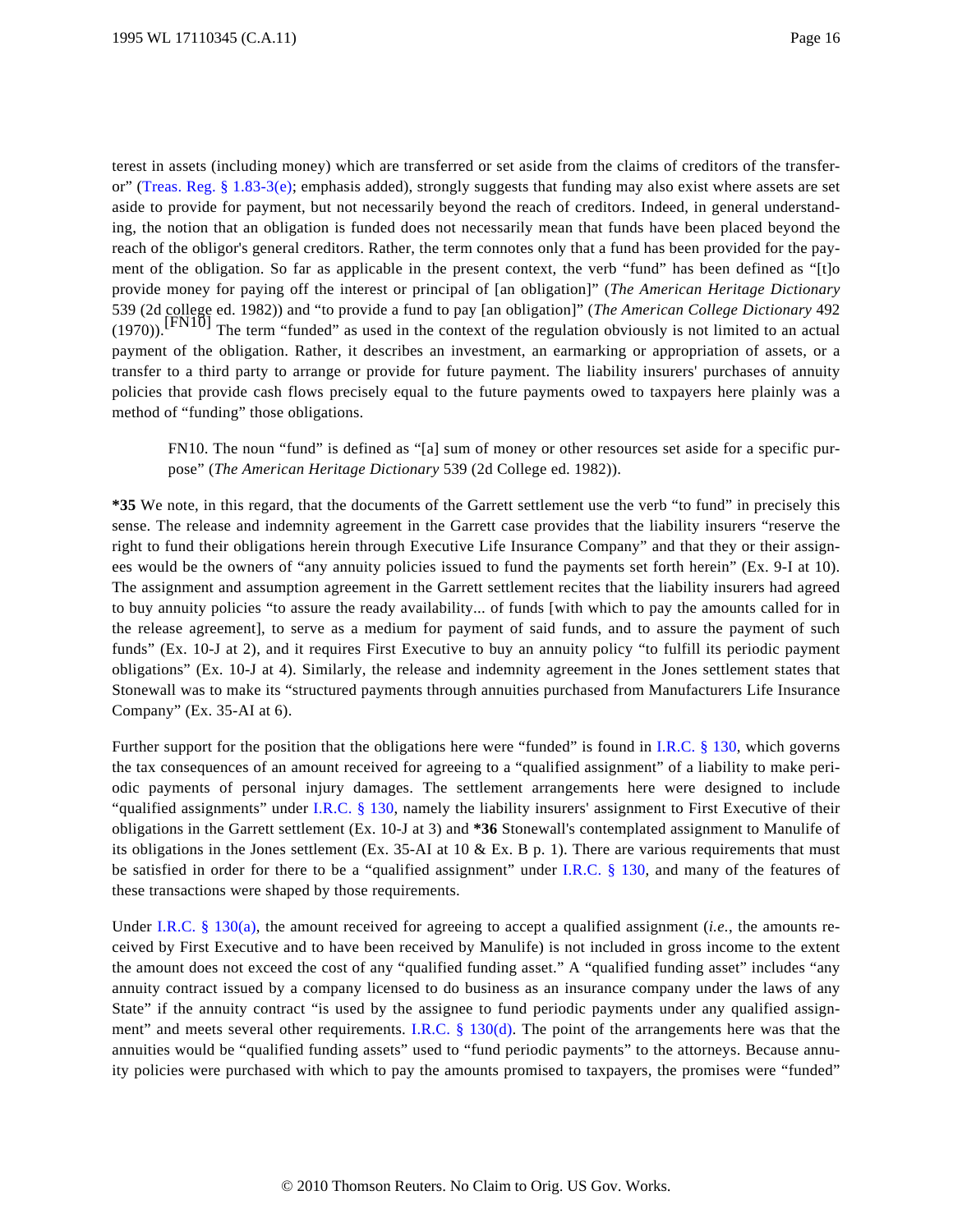terest in assets (including money) which are transferred or set aside from the claims of creditors of the transferor" (Treas. Reg. § 1.83-3(e); emphasis added), strongly suggests that funding may also exist where assets are set aside to provide for payment, but not necessarily beyond the reach of creditors. Indeed, in general understanding, the notion that an obligation is funded does not necessarily mean that funds have been placed beyond the reach of the obligor's general creditors. Rather, the term connotes only that a fund has been provided for the payment of the obligation. So far as applicable in the present context, the verb "fund" has been defined as "[t]o provide money for paying off the interest or principal of [an obligation]" (*The American Heritage Dictionary* 539 (2d college ed. 1982)) and "to provide a fund to pay [an obligation]" (*The American College Dictionary* 492 (1970)).[FN10] The term "funded" as used in the context of the regulation obviously is not limited to an actual payment of the obligation. Rather, it describes an investment, an earmarking or appropriation of assets, or a transfer to a third party to arrange or provide for future payment. The liability insurers' purchases of annuity policies that provide cash flows precisely equal to the future payments owed to taxpayers here plainly was a method of "funding" those obligations.

> FN10. The noun "fund" is defined as "[a] sum of money or other resources set aside for a specific purpose" (*The American Heritage Dictionary* 539 (2d College ed. 1982)).

**\*35** We note, in this regard, that the documents of the Garrett settlement use the verb "to fund" in precisely this sense. The release and indemnity agreement in the Garrett case provides that the liability insurers "reserve the right to fund their obligations herein through Executive Life Insurance Company" and that they or their assignees would be the owners of "any annuity policies issued to fund the payments set forth herein" (Ex. 9-I at 10). The assignment and assumption agreement in the Garrett settlement recites that the liability insurers had agreed to buy annuity policies "to assure the ready availability... of funds [with which to pay the amounts called for in the release agreement], to serve as a medium for payment of said funds, and to assure the payment of such funds" (Ex. 10-J at 2), and it requires First Executive to buy an annuity policy "to fulfill its periodic payment obligations" (Ex. 10-J at 4). Similarly, the release and indemnity agreement in the Jones settlement states that Stonewall was to make its "structured payments through annuities purchased from Manufacturers Life Insurance Company" (Ex. 35-AI at 6).

Further support for the position that the obligations here were "funded" is found in I.R.C. § 130, which governs the tax consequences of an amount received for agreeing to a "qualified assignment" of a liability to make periodic payments of personal injury damages. The settlement arrangements here were designed to include "qualified assignments" under I.R.C. § 130, namely the liability insurers' assignment to First Executive of their obligations in the Garrett settlement (Ex. 10-J at 3) and **\*36** Stonewall's contemplated assignment to Manulife of its obligations in the Jones settlement (Ex. 35-AI at 10 & Ex. B p. 1). There are various requirements that must be satisfied in order for there to be a "qualified assignment" under I.R.C. § 130, and many of the features of these transactions were shaped by those requirements.

Under I.R.C. § 130(a), the amount received for agreeing to accept a qualified assignment (*i.e.*, the amounts received by First Executive and to have been received by Manulife) is not included in gross income to the extent the amount does not exceed the cost of any "qualified funding asset." A "qualified funding asset" includes "any annuity contract issued by a company licensed to do business as an insurance company under the laws of any State" if the annuity contract "is used by the assignee to fund periodic payments under any qualified assignment" and meets several other requirements. I.R.C. § 130(d). The point of the arrangements here was that the annuities would be "qualified funding assets" used to "fund periodic payments" to the attorneys. Because annuity policies were purchased with which to pay the amounts promised to taxpayers, the promises were "funded"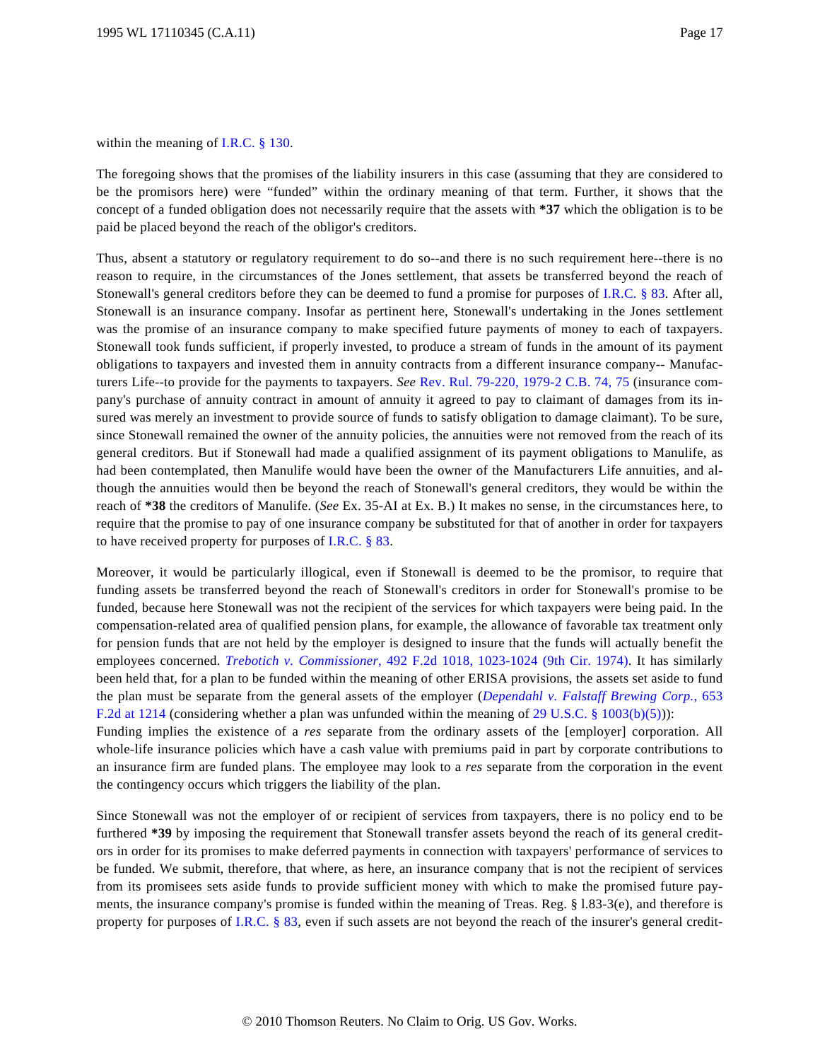within the meaning of I.R.C. § 130.

The foregoing shows that the promises of the liability insurers in this case (assuming that they are considered to be the promisors here) were "funded" within the ordinary meaning of that term. Further, it shows that the concept of a funded obligation does not necessarily require that the assets with **\*37** which the obligation is to be paid be placed beyond the reach of the obligor's creditors.

Thus, absent a statutory or regulatory requirement to do so--and there is no such requirement here--there is no reason to require, in the circumstances of the Jones settlement, that assets be transferred beyond the reach of Stonewall's general creditors before they can be deemed to fund a promise for purposes of I.R.C. § 83. After all, Stonewall is an insurance company. Insofar as pertinent here, Stonewall's undertaking in the Jones settlement was the promise of an insurance company to make specified future payments of money to each of taxpayers. Stonewall took funds sufficient, if properly invested, to produce a stream of funds in the amount of its payment obligations to taxpayers and invested them in annuity contracts from a different insurance company-- Manufacturers Life--to provide for the payments to taxpayers. *See* Rev. Rul. 79-220, 1979-2 C.B. 74, 75 (insurance company's purchase of annuity contract in amount of annuity it agreed to pay to claimant of damages from its insured was merely an investment to provide source of funds to satisfy obligation to damage claimant). To be sure, since Stonewall remained the owner of the annuity policies, the annuities were not removed from the reach of its general creditors. But if Stonewall had made a qualified assignment of its payment obligations to Manulife, as had been contemplated, then Manulife would have been the owner of the Manufacturers Life annuities, and although the annuities would then be beyond the reach of Stonewall's general creditors, they would be within the reach of **\*38** the creditors of Manulife. (*See* Ex. 35-AI at Ex. B.) It makes no sense, in the circumstances here, to require that the promise to pay of one insurance company be substituted for that of another in order for taxpayers to have received property for purposes of I.R.C. § 83.

Moreover, it would be particularly illogical, even if Stonewall is deemed to be the promisor, to require that funding assets be transferred beyond the reach of Stonewall's creditors in order for Stonewall's promise to be funded, because here Stonewall was not the recipient of the services for which taxpayers were being paid. In the compensation-related area of qualified pension plans, for example, the allowance of favorable tax treatment only for pension funds that are not held by the employer is designed to insure that the funds will actually benefit the employees concerned. *Trebotich v. Commissioner*, 492 F.2d 1018, 1023-1024 (9th Cir. 1974). It has similarly been held that, for a plan to be funded within the meaning of other ERISA provisions, the assets set aside to fund the plan must be separate from the general assets of the employer (*Dependahl v. Falstaff Brewing Corp.*, 653 F.2d at 1214 (considering whether a plan was unfunded within the meaning of 29 U.S.C. § 1003(b)(5))):

Funding implies the existence of a *res* separate from the ordinary assets of the [employer] corporation. All whole-life insurance policies which have a cash value with premiums paid in part by corporate contributions to an insurance firm are funded plans. The employee may look to a *res* separate from the corporation in the event the contingency occurs which triggers the liability of the plan.

Since Stonewall was not the employer of or recipient of services from taxpayers, there is no policy end to be furthered **\*39** by imposing the requirement that Stonewall transfer assets beyond the reach of its general creditors in order for its promises to make deferred payments in connection with taxpayers' performance of services to be funded. We submit, therefore, that where, as here, an insurance company that is not the recipient of services from its promisees sets aside funds to provide sufficient money with which to make the promised future payments, the insurance company's promise is funded within the meaning of Treas. Reg. § l.83-3(e), and therefore is property for purposes of I.R.C. § 83, even if such assets are not beyond the reach of the insurer's general credit-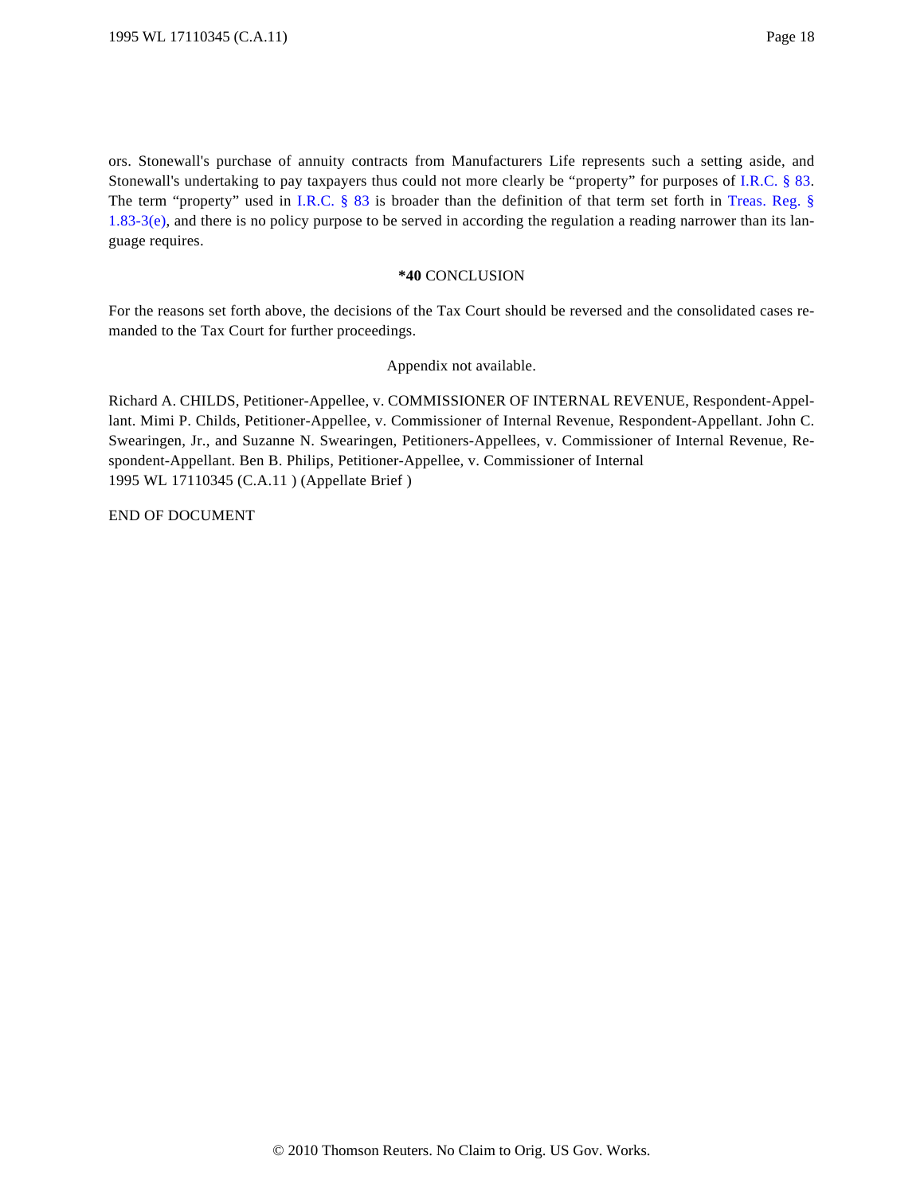ors. Stonewall's purchase of annuity contracts from Manufacturers Life represents such a setting aside, and Stonewall's undertaking to pay taxpayers thus could not more clearly be "property" for purposes of I.R.C. § 83. The term "property" used in I.R.C. § 83 is broader than the definition of that term set forth in Treas. Reg. § 1.83-3(e), and there is no policy purpose to be served in according the regulation a reading narrower than its language requires.

**\*40** CONCLUSION

For the reasons set forth above, the decisions of the Tax Court should be reversed and the consolidated cases remanded to the Tax Court for further proceedings.

Appendix not available.

Richard A. CHILDS, Petitioner-Appellee, v. COMMISSIONER OF INTERNAL REVENUE, Respondent-Appellant. Mimi P. Childs, Petitioner-Appellee, v. Commissioner of Internal Revenue, Respondent-Appellant. John C. Swearingen, Jr., and Suzanne N. Swearingen, Petitioners-Appellees, v. Commissioner of Internal Revenue, Respondent-Appellant. Ben B. Philips, Petitioner-Appellee, v. Commissioner of Internal
1995 WL 17110345 (C.A.11 ) (Appellate Brief )

END OF DOCUMENT